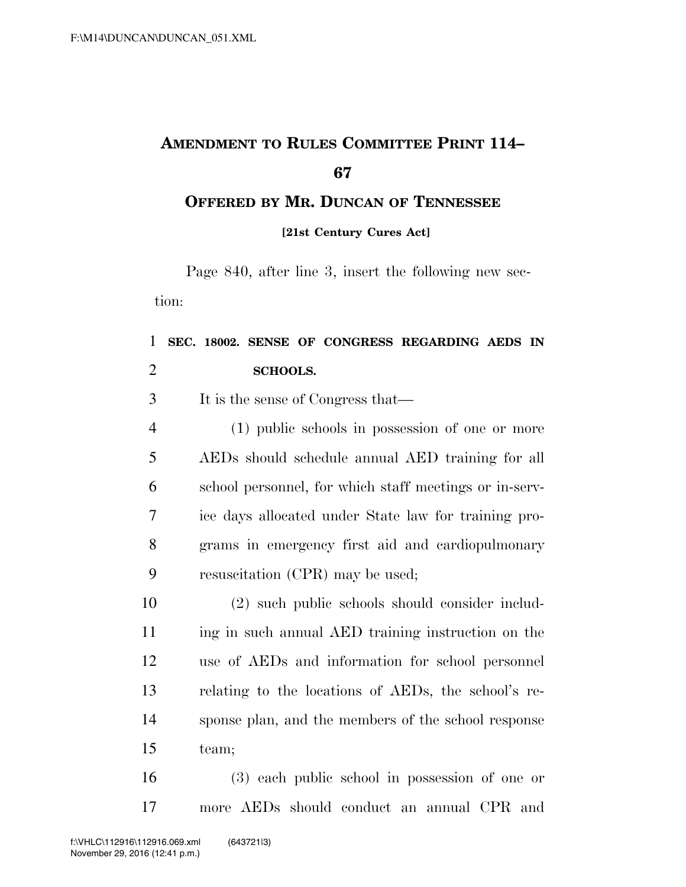# AMENDMENT TO RULES COMMITTEE PRINT 114–67

## OFFERED BY MR. DUNCAN OF TENNESSEE

**[21st Century Cures Act]**

Page 840, after line 3, insert the following new section:

**SEC. 18002. SENSE OF CONGRESS REGARDING AEDS IN SCHOOLS.**

It is the sense of Congress that—

(1) public schools in possession of one or more AEDs should schedule annual AED training for all school personnel, for which staff meetings or in-service days allocated under State law for training programs in emergency first aid and cardiopulmonary resuscitation (CPR) may be used;

(2) such public schools should consider including in such annual AED training instruction on the use of AEDs and information for school personnel relating to the locations of AEDs, the school's response plan, and the members of the school response team;

(3) each public school in possession of one or more AEDs should conduct an annual CPR and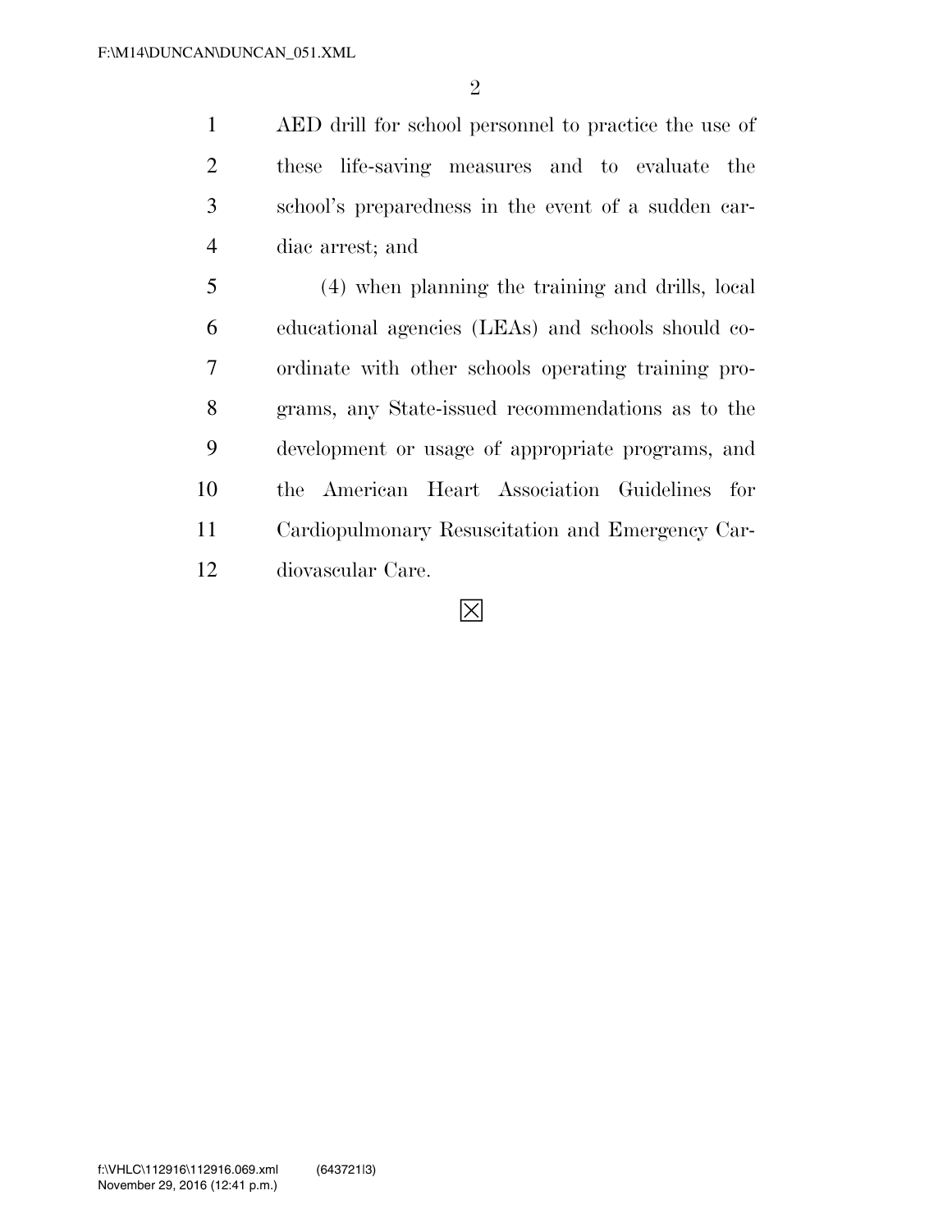AED drill for school personnel to practice the use of these life-saving measures and to evaluate the school's preparedness in the event of a sudden cardiac arrest; and

(4) when planning the training and drills, local educational agencies (LEAs) and schools should coordinate with other schools operating training programs, any State-issued recommendations as to the development or usage of appropriate programs, and the American Heart Association Guidelines for Cardiopulmonary Resuscitation and Emergency Cardiovascular Care.